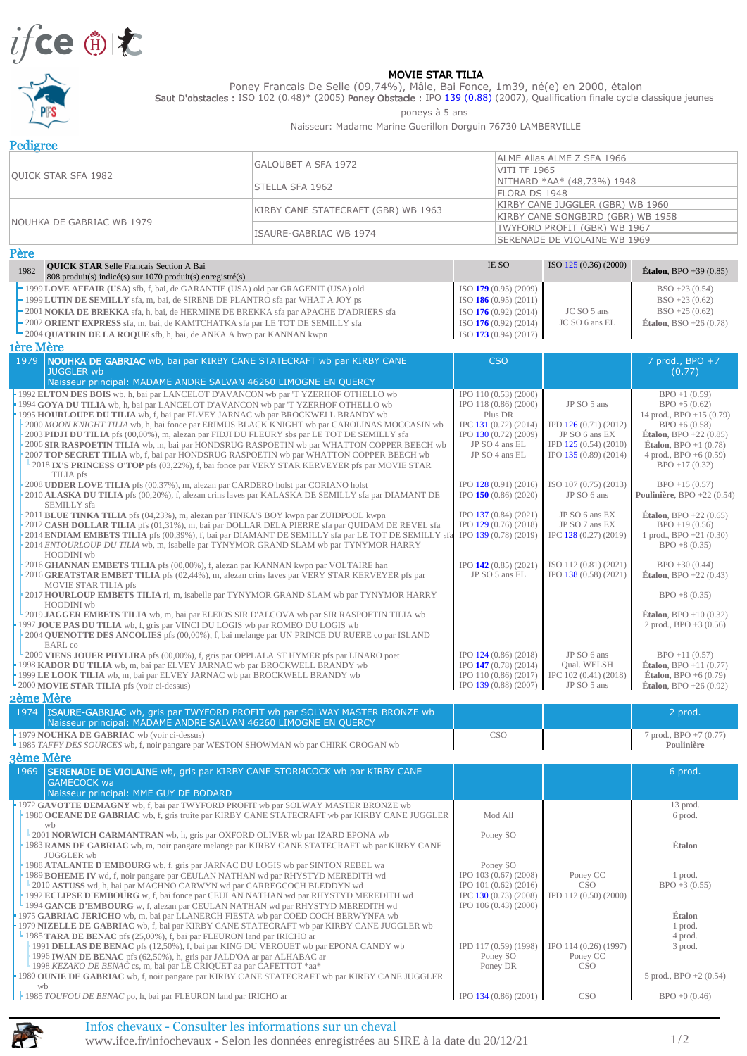# MOVIE STAR TILIA

Poney Francais De Selle (09,74%), Mâle, Bai Fonce, 1m39, né(e) en 2000, étalon

**Saut D'obstacles :** ISO 102 (0.48)* (2005) **Poney Obstacle :** IPO 139 (0.88) (2007), Qualification finale cycle classique jeunes poneys à 5 ans

Naisseur: Madame Marine Guerillon Dorguin 76730 LAMBERVILLE

## Pedigree

| | | |
|---|---|---|
| QUICK STAR SFA 1982 | GALOUBET A SFA 1972 | ALME Alias ALME Z SFA 1966 |
| | | VITI TF 1965 |
| | STELLA SFA 1962 | NITHARD *AA* (48,73%) 1948 |
| | | FLORA DS 1948 |
| NOUHKA DE GABRIAC WB 1979 | KIRBY CANE STATECRAFT (GBR) WB 1963 | KIRBY CANE JUGGLER (GBR) WB 1960 |
| | | KIRBY CANE SONGBIRD (GBR) WB 1958 |
| | ISAURE-GABRIAC WB 1974 | TWYFORD PROFIT (GBR) WB 1967 |
| | | SERENADE DE VIOLAINE WB 1969 |

## Père

| | | | | |
|---|---|---|---|---|
| 1982 | **QUICK STAR** Selle Francais Section A Bai<br>808 produit(s) indicé(s) sur 1070 produit(s) enregistré(s) | IE SO | ISO 125 (0.36) (2000) | **Étalon**, BPO +39 (0.85) |
| | 1999 **LOVE AFFAIR (USA)** sfb, f, bai, de GARANTIE (USA) old par GRAGENIT (USA) old | ISO 179 (0.95) (2009) | | BSO +23 (0.54) |
| | 1999 **LUTIN DE SEMILLY** sfa, m, bai, de SIRENE DE PLANTRO sfa par WHAT A JOY ps | ISO 186 (0.95) (2011) | | BSO +23 (0.62) |
| | 2001 **NOKIA DE BREKKA** sfa, h, bai, de HERMINE DE BREKKA sfa par APACHE D'ADRIERS sfa | ISO 176 (0.92) (2014) | JC SO 5 ans | BSO +25 (0.62) |
| | 2002 **ORIENT EXPRESS** sfa, m, bai, de KAMTCHATKA sfa par LE TOT DE SEMILLY sfa | ISO 176 (0.92) (2014) | JC SO 6 ans EL | **Étalon**, BSO +26 (0.78) |
| | 2004 **QUATRIN DE LA ROQUE** sfb, h, bai, de ANKA A bwp par KANNAN kwpn | ISO 173 (0.94) (2017) | | |

## 1ère Mère

| | | | | |
|---|---|---|---|---|
| 1979 | **NOUHKA DE GABRIAC** wb, bai par KIRBY CANE STATECRAFT wb par KIRBY CANE JUGGLER wb<br>Naisseur principal: MADAME ANDRE SALVAN 46260 LIMOGNE EN QUERCY | CSO | | 7 prod., BPO +7 (0.77) |
| | 1992 **ELTON DES BOIS** wb, h, bai par LANCELOT D'AVANCON wb par 'T YZERHOF OTHELLO wb | IPO 110 (0.53) (2000) | | BPO +1 (0.59) |
| | 1994 **GOYA DU TILIA** wb, h, bai par LANCELOT D'AVANCON wb par 'T YZERHOF OTHELLO wb | IPO 118 (0.86) (2000) | JP SO 5 ans | BPO +5 (0.62) |
| | 1995 **HOURLOUPE DU TILIA** wb, f, bai par ELVEY JARNAC wb par BROCKWELL BRANDY wb | Plus DR | | 14 prod., BPO +15 (0.79) |
| | 2000 *MOON KNIGHT TILIA* wb, h, bai fonce par ERIMUS BLACK KNIGHT wb par CAROLINAS MOCCASIN wb | IPC 131 (0.72) (2014) | IPD 126 (0.71) (2012) | BPO +6 (0.58) |
| | 2003 **PIDJI DU TILIA** pfs (00,00%), m, alezan par FIDJI DU FLEURY sbs par LE TOT DE SEMILLY sfa | IPO 130 (0.72) (2009) | JP SO 6 ans EX | **Étalon**, BPO +22 (0.85) |
| | 2006 **SIR RASPOETIN TILIA** wb, m, bai par HONDSRUG RASPOETIN wb par WHATTON COPPER BEECH wb | JP SO 4 ans EL | IPD 125 (0.54) (2010) | **Étalon**, BPO +1 (0.78) |
| | 2007 **TOP SECRET TILIA** wb, f, bai par HONDSRUG RASPOETIN wb par WHATTON COPPER BEECH wb | JP SO 4 ans EL | IPO 135 (0.89) (2014) | 4 prod., BPO +6 (0.59) |
| | 2018 **IX'S PRINCESS O'TOP** pfs (03,22%), f, bai fonce par VERY STAR KERVEYER pfs par MOVIE STAR TILIA pfs | | | BPO +17 (0.32) |
| | 2008 **UDDER LOVE TILIA** pfs (00,37%), m, alezan par CARDERO holst par CORIANO holst | IPO 128 (0.91) (2016) | ISO 107 (0.75) (2013) | BPO +15 (0.57) |
| | 2010 **ALASKA DU TILIA** pfs (00,20%), f, alezan crins laves par KALASKA DE SEMILLY sfa par DIAMANT DE SEMILLY sfa | IPO 150 (0.86) (2020) | JP SO 6 ans | **Poulinière**, BPO +22 (0.54) |
| | 2011 **BLUE TINKA TILIA** pfs (04,23%), m, alezan par TINKA'S BOY kwpn par ZUIDPOOL kwpn | IPO 137 (0.84) (2021) | JP SO 6 ans EX | **Étalon**, BPO +22 (0.65) |
| | 2012 **CASH DOLLAR TILIA** pfs (01,31%), m, bai par DOLLAR DELA PIERRE sfa par QUIDAM DE REVEL sfa | IPO 129 (0.76) (2018) | JP SO 7 ans EX | BPO +19 (0.56) |
| | 2014 **ENDIAM EMBETS TILIA** pfs (00,39%), f, bai par DIAMANT DE SEMILLY sfa par LE TOT DE SEMILLY sfa | IPO 139 (0.78) (2019) | IPC 128 (0.27) (2019) | 1 prod., BPO +21 (0.30) |
| | 2014 *ENTOURLOUP DU TILIA* wb, m, isabelle par TYNYMOR GRAND SLAM wb par TYNYMOR HARRY HOODINI wb | | | BPO +8 (0.35) |
| | 2016 **GHANNAN EMBETS TILIA** pfs (00,00%), f, alezan par KANNAN kwpn par VOLTAIRE han | IPO 142 (0.85) (2021) | ISO 112 (0.81) (2021) | BPO +30 (0.44) |
| | 2016 **GREATSTAR EMBET TILIA** pfs (02,44%), m, alezan crins laves par VERY STAR KERVEYER pfs par MOVIE STAR TILIA pfs | JP SO 5 ans EL | IPO 138 (0.58) (2021) | **Étalon**, BPO +22 (0.43) |
| | 2017 **HOURLOUP EMBETS TILIA** r, m, isabelle par TYNYMOR GRAND SLAM wb par TYNYMOR HARRY HOODINI wb | | | BPO +8 (0.35) |
| | 2019 **JAGGER EMBETS TILIA** wb, m, bai par ELEIOS SIR D'ALCOVA wb par SIR RASPOETIN TILIA wb | | | **Étalon**, BPO +10 (0.32) |
| | 1997 **JOUE PAS DU TILIA** wb, f, gris par VINCI DU LOGIS wb par ROMEO DU LOGIS wb | | | 2 prod., BPO +3 (0.56) |
| | 2004 **QUENOTTE DES ANCOLIES** pfs (00,00%), f, bai melange par UN PRINCE DU RUERE co par ISLAND EARL co | | | |
| | 2009 **VIENS JOUER PHYLIRA** pfs (00,00%), f, gris par OPPLALA ST HYMER pfs par LINARO poet | IPO 124 (0.86) (2018) | JP SO 6 ans | BPO +11 (0.57) |
| | 1998 **KADOR DU TILIA** wb, m, bai par ELVEY JARNAC wb par BROCKWELL BRANDY wb | IPO 147 (0.78) (2014) | Qual. WELSH | **Étalon**, BPO +11 (0.77) |
| | 1999 **LE LOOK TILIA** wb, m, bai par ELVEY JARNAC wb par BROCKWELL BRANDY wb | IPO 110 (0.86) (2017) | IPC 102 (0.41) (2018) | **Étalon**, BPO +6 (0.79) |
| | 2000 **MOVIE STAR TILIA** pfs (voir ci-dessus) | IPO 139 (0.88) (2007) | JP SO 5 ans | **Étalon**, BPO +26 (0.92) |

## 2ème Mère

| | | | | |
|---|---|---|---|---|
| 1974 | **ISAURE-GABRIAC** wb, gris par TWYFORD PROFIT wb par SOLWAY MASTER BRONZE wb<br>Naisseur principal: MADAME ANDRE SALVAN 46260 LIMOGNE EN QUERCY | | | 2 prod. |
| | 1979 **NOUHKA DE GABRIAC** wb (voir ci-dessus) | CSO | | 7 prod., BPO +7 (0.77) |
| | 1985 *TAFFY DES SOURCES* wb, f, noir pangare par WESTON SHOWMAN wb par CHIRK CROGAN wb | | | **Poulinière** |

## 3ème Mère

| | | | | |
|---|---|---|---|---|
| 1969 | **SERENADE DE VIOLAINE** wb, gris par KIRBY CANE STORMCOCK wb par KIRBY CANE GAMECOCK wa<br>Naisseur principal: MME GUY DE BODARD | | | 6 prod. |
| | 1972 **GAVOTTE DEMAGNY** wb, f, bai par TWYFORD PROFIT wb par SOLWAY MASTER BRONZE wb | | | 13 prod. |
| | 1980 **OCEANE DE GABRIAC** wb, f, gris truite par KIRBY CANE STATECRAFT wb par KIRBY CANE JUGGLER wb | Mod All | | 6 prod. |
| | 2001 **NORWICH CARMANTRAN** wb, h, gris par OXFORD OLIVER wb par IZARD EPONA wb | Poney SO | | |
| | 1983 **RAMS DE GABRIAC** wb, m, noir pangare melange par KIRBY CANE STATECRAFT wb par KIRBY CANE JUGGLER wb | | | **Étalon** |
| | 1988 **ATALANTE D'EMBOURG** wb, f, gris par JARNAC DU LOGIS wb par SINTON REBEL wa | Poney SO | | |
| | 1989 **BOHEME IV** wd, f, rouan pangare par CEULAN NATHAN wd par RHYSTYD MEREDITH wd | IPO 103 (0.67) (2008) | Poney CC | 1 prod. |
| | 2010 **ASTUSS** wd, h, bai par MACHNO CARWYN wd par CARREGCOCH BLEDDYN wd | IPO 101 (0.62) (2016) | CSO | BPO +3 (0.55) |
| | 1992 **ECLIPSE D'EMBOURG** w, f, bai fonce par CEULAN NATHAN wd par RHYSTYD MEREDITH wd | IPC 130 (0.73) (2008) | IPD 112 (0.50) (2000) | |
| | 1994 **GANCE D'EMBOURG** w, f, alezan par CEULAN NATHAN wd par RHYSTYD MEREDITH wd | IPO 106 (0.43) (2000) | | |
| | 1975 **GABRIAC JERICHO** wb, m, bai par LLANERCH FIESTA wb par COED COCH BERWYNFA wb | | | **Étalon** |
| | 1979 **NIZELLE DE GABRIAC** wb, f, bai par KIRBY CANE STATECRAFT wb par KIRBY CANE JUGGLER wb | | | 1 prod. |
| | 1985 **TARA DE BENAC** pfs (25,00%), f, bai par FLEURON land par IRICHO ar | | | 4 prod. |
| | 1991 **DELLAS DE BENAC** pfs (12,50%), f, bai par KING DU VEROUET wb par EPONA CANDY wb | IPD 117 (0.59) (1998) | IPO 114 (0.26) (1997) | 3 prod. |
| | 1996 **IWAN DE BENAC** pfs (62,50%), h, gris par JALD'OA ar par ALHABAC ar | Poney SO | Poney CC | |
| | 1998 *KEZAKO DE BENAC* cs, m, bai par LE CRIQUET aa par CAFETTOT *aa* | Poney DR | CSO | |
| | 1980 **OUNIE DE GABRIAC** wb, f, noir pangare par KIRBY CANE STATECRAFT wb par KIRBY CANE JUGGLER wb | | | 5 prod., BPO +2 (0.54) |
| | 1985 *TOUFOU DE BENAC* po, h, bai par FLEURON land par IRICHO ar | IPO 134 (0.86) (2001) | CSO | BPO +0 (0.46) |

Infos chevaux - Consulter les informations sur un cheval
www.ifce.fr/infochevaux - Selon les données enregistrées au SIRE à la date du 20/12/21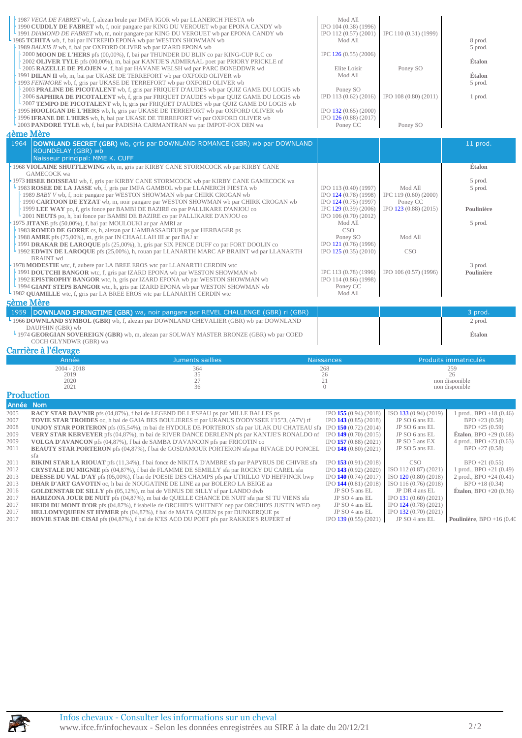- 1987 *VEGA DE FABRET* wb, f, alezan brule par IMFA IGOR wb par LLANERCH FIESTA wb — Mod All
- 1990 **CUDDLY DE FABRET** wb, f, noir pangare par KING DU VEROUET wb par EPONA CANDY wb — IPO 104 (0.38) (1996)
- 1991 *DIAMOND DE FABRET* wb, m, noir pangare par KING DU VEROUET wb par EPONA CANDY wb — IPO 112 (0.57) (2001) — IPC 110 (0.31) (1999)
- 1985 **TCHITA** wb, f, bai par INTREPID EPONA wb par WESTON SHOWMAN wb — Mod All — 8 prod.
  - 1989 *BALKIS II* wb, f, bai par OXFORD OLIVER wb par IZARD EPONA wb — 5 prod.
    - 2000 **MOON DE L'HERS** pfs (00,00%), f, bai par THUNDER DU BLIN co par KING-CUP R.C co — IPC 126 (0.55) (2006)
    - 2002 **OLIVER TYLE** pfs (00,00%), m, bai par KANTJE'S ADMIRAAL poet par PRIORY PRICKLE nf — **Étalon**
    - 2005 **RAZELLE DE PLOJEN** w, f, bai par HAVANE WELSH wd par PARC BONEDDWR wd — Elite Loisir — Poney SO
  - 1991 **DILAN II** wb, m, bai par UKASE DE TERREFORT wb par OXFORD OLIVER wb — Mod All — **Étalon**
  - 1993 *FENIMORE* wb, f, gris par UKASE DE TERREFORT wb par OXFORD OLIVER wb — 5 prod.
    - 2003 **PRALINE DE PICOTALENT** wb, f, gris par FRIQUET D'AUDES wb par QUIZ GAME DU LOGIS wb — Poney SO
    - 2006 **SAPHIRA DE PICOTALENT** wb, f, gris par FRIQUET D'AUDES wb par QUIZ GAME DU LOGIS wb — IPD 113 (0.62) (2016) — IPO 108 (0.80) (2011) — 1 prod.
    - 2007 **TEMPO DE PICOTALENT** wb, h, gris par FRIQUET D'AUDES wb par QUIZ GAME DU LOGIS wb
  - 1995 **HOOLIGAN DE L'HERS** wb, h, gris par UKASE DE TERREFORT wb par OXFORD OLIVER wb — IPO 132 (0.65) (2000)
  - 1996 **IFRANE DE L'HERS** wb, h, bai par UKASE DE TERREFORT wb par OXFORD OLIVER wb — IPO 126 (0.88) (2017)
  - 2003 **PANDORE TYLE** wb, f, bai par PADISHA CARMANTRAN wa par IMPOT-FOX DEN wa — Poney CC — Poney SO

## 4ème Mère

**1964 DOWNLAND SECRET (GBR)** wb, gris par DOWNLAND ROMANCE (GBR) wb par DOWNLAND ROUNDELAY (GBR) wb — 11 prod.
Naisseur principal: MME K. CUFF

- 1968 **VIOLAINE SHUFFLEWING** wb, m, gris par KIRBY CANE STORMCOCK wb par KIRBY CANE GAMECOCK wa — **Étalon**
- 1973 **HISEE BOISSEAU** wb, f, gris par KIRBY CANE STORMCOCK wb par KIRBY CANE GAMECOCK wa — 5 prod.
  - 1983 **ROSEE DE LA JASSE** wb, f, gris par IMFA GAMBOL wb par LLANERCH FIESTA wb — IPO 113 (0.40) (1997) — Mod All — 5 prod.
    - 1989 *BABY V* wb, f, noir pangare par WESTON SHOWMAN wb par CHIRK CROGAN wb — IPO 124 (0.78) (1998) — IPC 119 (0.60) (2000)
    - 1990 **CARTOON DE EYZAT** wb, m, noir pangare par WESTON SHOWMAN wb par CHIRK CROGAN wb — IPO 124 (0.75) (1997) — Poney CC
    - 1999 **LEE WAY** po, f, gris fonce par BAMBI DE BAZIRE co par PALLIKARE D'ANJOU co — IPC 129 (0.39) (2006) — IPO 123 (0.88) (2015) — **Poulinière**
    - 2001 **NEUTS** po, h, bai fonce par BAMBI DE BAZIRE co par PALLIKARE D'ANJOU co — IPO 106 (0.70) (2012)
- 1975 **JITANE** pfs (50,00%), f, bai par MOULOUKI ar par AMRI ar — Mod All — 5 prod.
  - 1983 **ROMEO DE GORRE** cs, h, alezan par L'AMBASSADEUR ps par HERBAGER ps — CSO
  - 1988 **AMRE** pfs (75,00%), m, gris par IN CHAALLAH III ar par BAJ ar — Poney SO — Mod All
  - 1991 **DRAKAR DE LAROQUE** pfs (25,00%), h, gris par SIX PENCE DUFF co par FOOTDOLIN co — IPO 121 (0.76) (1996)
  - 1992 **EDWIN DE LAROQUE** pfs (25,00%), h, rouan par LLANARTH MARC AP BRAINT wd par LLANARTH BRAINT wd — IPO 125 (0.35) (2010) — CSO
- 1978 **MODESTIE** wtc, f, aubere par LA BREE EROS wtc par LLANARTH CERDIN wtc — 3 prod.
  - 1991 **DOUTCHI BANGOR** wtc, f, gris par IZARD EPONA wb par WESTON SHOWMAN wb — IPC 113 (0.78) (1996) — IPO 106 (0.57) (1996) — **Poulinière**
  - 1992 **EPISTROPHY BANGOR** wtc, h, gris par IZARD EPONA wb par WESTON SHOWMAN wb — IPO 114 (0.86) (1998)
  - 1994 **GIANT STEPS BANGOR** wtc, h, gris par IZARD EPONA wb par WESTON SHOWMAN wb — Poney CC
- 1982 **QUAMILLE** wtc, f, gris par LA BREE EROS wtc par LLANARTH CERDIN wtc — Mod All

## 5ème Mère

**1959 DOWNLAND SPRINGTIME (GBR)** wa, noir pangare par REVEL CHALLENGE (GBR) ri (GBR) — 3 prod.

- 1966 **DOWNLAND SYMBOL (GBR)** wb, f, alezan par DOWNLAND CHEVALIER (GBR) wb par DOWNLAND DAUPHIN (GBR) wb — 2 prod.
  - 1974 **GEORGIAN SOVEREIGN (GBR)** wb, m, alezan par SOLWAY MASTER BRONZE (GBR) wb par COED COCH GLYNDWR (GBR) wa — **Étalon**

## Carrière à l'élevage

| Année | Juments saillies | Naissances | Produits immatriculés |
|---|---|---|---|
| 2004 - 2018 | 364 | 268 | 259 |
| 2019 | 35 | 26 | 26 |
| 2020 | 27 | 21 | non disponible |
| 2021 | 36 | 0 | non disponible |

## Production

| Année | Nom | | | |
|---|---|---|---|---|
| 2005 | **RACY STAR DAV'NIR** pfs (04,87%), f bai de LEGEND DE L'ESPAU ps par MILLE BALLES ps | IPO 155 (0.94) (2018) | ISO 133 (0.94) (2019) | 1 prod., BPO +18 (0.46) |
| 2007 | **TOVIE STAR TROIDES** oc, h bai de GAIA BES BOULIERES tf par URANUS D'ODYSSEE 1'15"3, (A7V) tf | IPO 143 (0.85) (2018) | JP SO 6 ans EL | BPO +23 (0.58) |
| 2008 | **UNJOY STAR PORTERON** pfs (05,54%), m bai de HYDOLE DE PORTERON sfa par ULAK DU CHATEAU sfa | IPO 150 (0.72) (2014) | JP SO 6 ans EL | BPO +25 (0.59) |
| 2009 | **VERY STAR KERVEYER** pfs (04,87%), m bai de RIVER DANCE DERLENN pfs par KANTJE'S RONALDO nf | IPO 149 (0.70) (2015) | JP SO 6 ans EL | **Étalon**, BPO +29 (0.68) |
| 2009 | **VOLGA D'AVANCON** pfs (04,87%), f bai de SAMBA D'AVANCON pfs par FRICOTIN co | IPO 157 (0.88) (2021) | JP SO 5 ans EX | 4 prod., BPO +23 (0.63) |
| 2011 | **BEAUTY STAR PORTERON** pfs (04,87%), f bai de GOSDAMOUR PORTERON sfa par RIVAGE DU PONCEL sfa | IPO 148 (0.80) (2021) | JP SO 5 ans EL | BPO +27 (0.58) |
| 2011 | **BIKINI STAR LA RIOUAT** pfs (11,34%), f bai fonce de NIKITA D'AMBRE sfa par PAPYRUS DE CHIVRE sfa | IPO 153 (0.91) (2018) | CSO | BPO +21 (0.55) |
| 2012 | **CRYSTALE DU MIGNIE** pfs (04,87%), f bai de FLAMME DE SEMILLY sfa par ROCKY DU CAREL sfa | IPO 143 (0.92) (2020) | ISO 112 (0.87) (2021) | 1 prod., BPO +21 (0.49) |
| 2013 | **DEESSE DU VAL D'AY** pfs (05,00%), f bai de POESIE DES CHAMPS pfs par UTRILLO VD HEFFINCK bwp | IPO 140 (0.74) (2017) | ISO 120 (0.80) (2018) | 2 prod., BPO +24 (0.41) |
| 2013 | **DHAR D'ART GAVOTIN** oc, h bai de NOUGATINE DE LINE aa par BOLERO LA BEIGE aa | IPO 144 (0.81) (2018) | ISO 116 (0.76) (2018) | BPO +18 (0.34) |
| 2016 | **GOLDENSTAR DE SILLY** pfs (05,12%), m bai de VENUS DE SILLY sf par LANDO dwb | JP SO 5 ans EL | JP DR 4 ans EL | **Étalon**, BPO +20 (0.36) |
| 2017 | **HARIZONA JOUR DE NUIT** pfs (04,87%), m bai de QUELLE CHANCE DE NUIT sfa par SI TU VIENS sfa | JP SO 4 ans EL | IPO 131 (0.60) (2021) | |
| 2017 | **HEIDI DU MONT D'OR** pfs (04,87%), f isabelle de ORCHID'S WHITNEY oep par ORCHID'S JUSTIN WED oep | JP SO 4 ans EL | IPO 124 (0.78) (2021) | |
| 2017 | **HELLOMYQUEEN ST HYMER** pfs (04,87%), f bai de MATA QUEEN ps par DUNKERQUE ps | JP SO 4 ans EL | IPO 132 (0.70) (2021) | |
| 2017 | **HOVIE STAR DE CISAI** pfs (04,87%), f bai de K'ES ACO DU POET pfs par RAKKER'S RUPERT nf | IPO 139 (0.55) (2021) | JP SO 4 ans EL | **Poulinière**, BPO +16 (0.40) |

Infos chevaux - Consulter les informations sur un cheval
www.ifce.fr/infochevaux - Selon les données enregistrées au SIRE à la date du 20/12/21